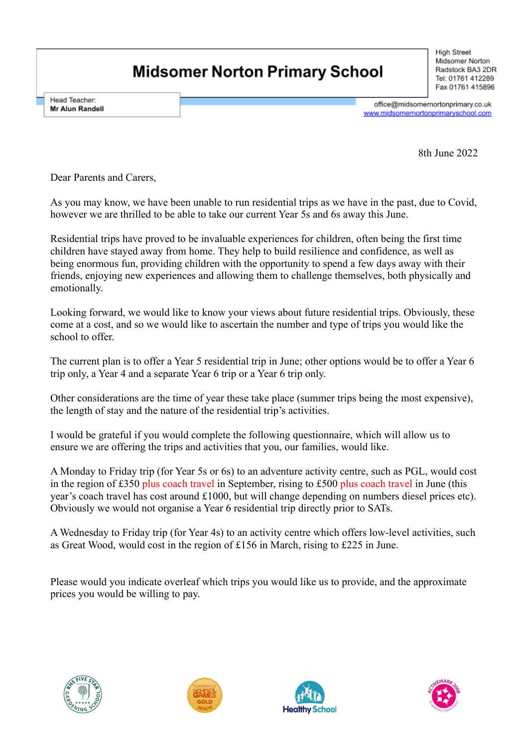# Midsomer Norton Primary School

Head Teacher:
**Mr Alun Randell**

High Street
Midsomer Norton
Radstock BA3 2DR
Tel: 01761 412289
Fax 01761 415896

office@midsomernortonprimary.co.uk
www.midsomernortonprimaryschool.com

8th June 2022

Dear Parents and Carers,

As you may know, we have been unable to run residential trips as we have in the past, due to Covid, however we are thrilled to be able to take our current Year 5s and 6s away this June.

Residential trips have proved to be invaluable experiences for children, often being the first time children have stayed away from home. They help to build resilience and confidence, as well as being enormous fun, providing children with the opportunity to spend a few days away with their friends, enjoying new experiences and allowing them to challenge themselves, both physically and emotionally.

Looking forward, we would like to know your views about future residential trips. Obviously, these come at a cost, and so we would like to ascertain the number and type of trips you would like the school to offer.

The current plan is to offer a Year 5 residential trip in June; other options would be to offer a Year 6 trip only, a Year 4 and a separate Year 6 trip or a Year 6 trip only.

Other considerations are the time of year these take place (summer trips being the most expensive), the length of stay and the nature of the residential trip's activities.

I would be grateful if you would complete the following questionnaire, which will allow us to ensure we are offering the trips and activities that you, our families, would like.

A Monday to Friday trip (for Year 5s or 6s) to an adventure activity centre, such as PGL, would cost in the region of £350 plus coach travel in September, rising to £500 plus coach travel in June (this year's coach travel has cost around £1000, but will change depending on numbers diesel prices etc). Obviously we would not organise a Year 6 residential trip directly prior to SATs.

A Wednesday to Friday trip (for Year 4s) to an activity centre which offers low-level activities, such as Great Wood, would cost in the region of £156 in March, rising to £225 in June.

Please would you indicate overleaf which trips you would like us to provide, and the approximate prices you would be willing to pay.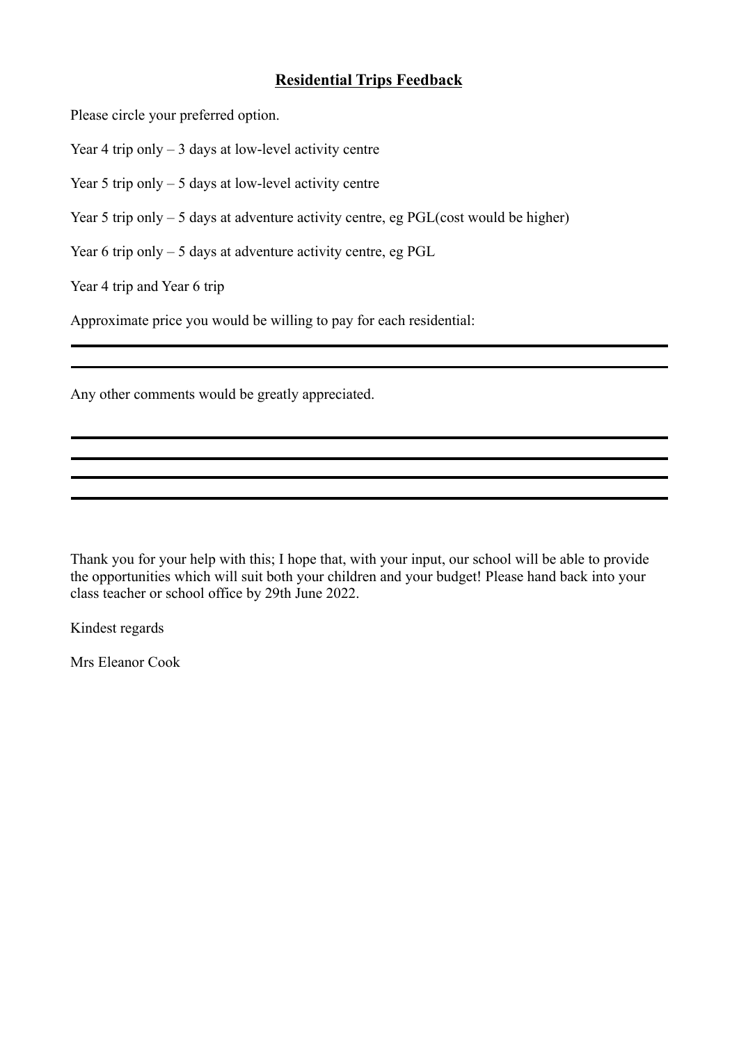**Residential Trips Feedback**

Please circle your preferred option.

Year 4 trip only – 3 days at low-level activity centre

Year 5 trip only – 5 days at low-level activity centre

Year 5 trip only – 5 days at adventure activity centre, eg PGL(cost would be higher)

Year 6 trip only – 5 days at adventure activity centre, eg PGL

Year 4 trip and Year 6 trip

Approximate price you would be willing to pay for each residential:

---

---

Any other comments would be greatly appreciated.

---

---

---

---

Thank you for your help with this; I hope that, with your input, our school will be able to provide the opportunities which will suit both your children and your budget! Please hand back into your class teacher or school office by 29th June 2022.

Kindest regards

Mrs Eleanor Cook